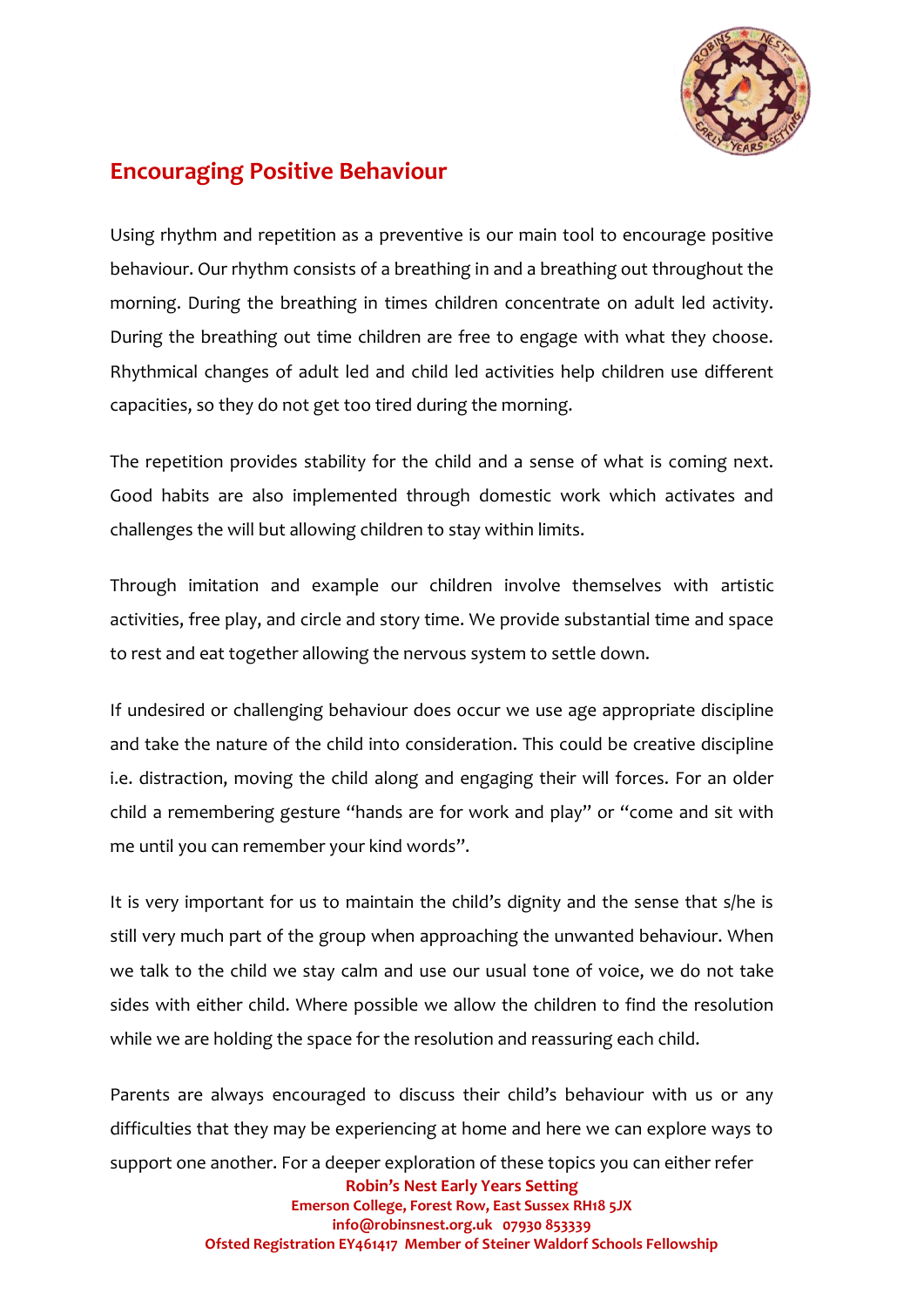## Encouraging Positive Behaviour

Using rhythm and repetition as a preventive is our main tool to encourage positive behaviour. Our rhythm consists of a breathing in and a breathing out throughout the morning. During the breathing in times children concentrate on adult led activity. During the breathing out time children are free to engage with what they choose. Rhythmical changes of adult led and child led activities help children use different capacities, so they do not get too tired during the morning.

The repetition provides stability for the child and a sense of what is coming next. Good habits are also implemented through domestic work which activates and challenges the will but allowing children to stay within limits.

Through imitation and example our children involve themselves with artistic activities, free play, and circle and story time. We provide substantial time and space to rest and eat together allowing the nervous system to settle down.

If undesired or challenging behaviour does occur we use age appropriate discipline and take the nature of the child into consideration. This could be creative discipline i.e. distraction, moving the child along and engaging their will forces. For an older child a remembering gesture "hands are for work and play" or "come and sit with me until you can remember your kind words".

It is very important for us to maintain the child's dignity and the sense that s/he is still very much part of the group when approaching the unwanted behaviour. When we talk to the child we stay calm and use our usual tone of voice, we do not take sides with either child. Where possible we allow the children to find the resolution while we are holding the space for the resolution and reassuring each child.

Parents are always encouraged to discuss their child's behaviour with us or any difficulties that they may be experiencing at home and here we can explore ways to support one another. For a deeper exploration of these topics you can either refer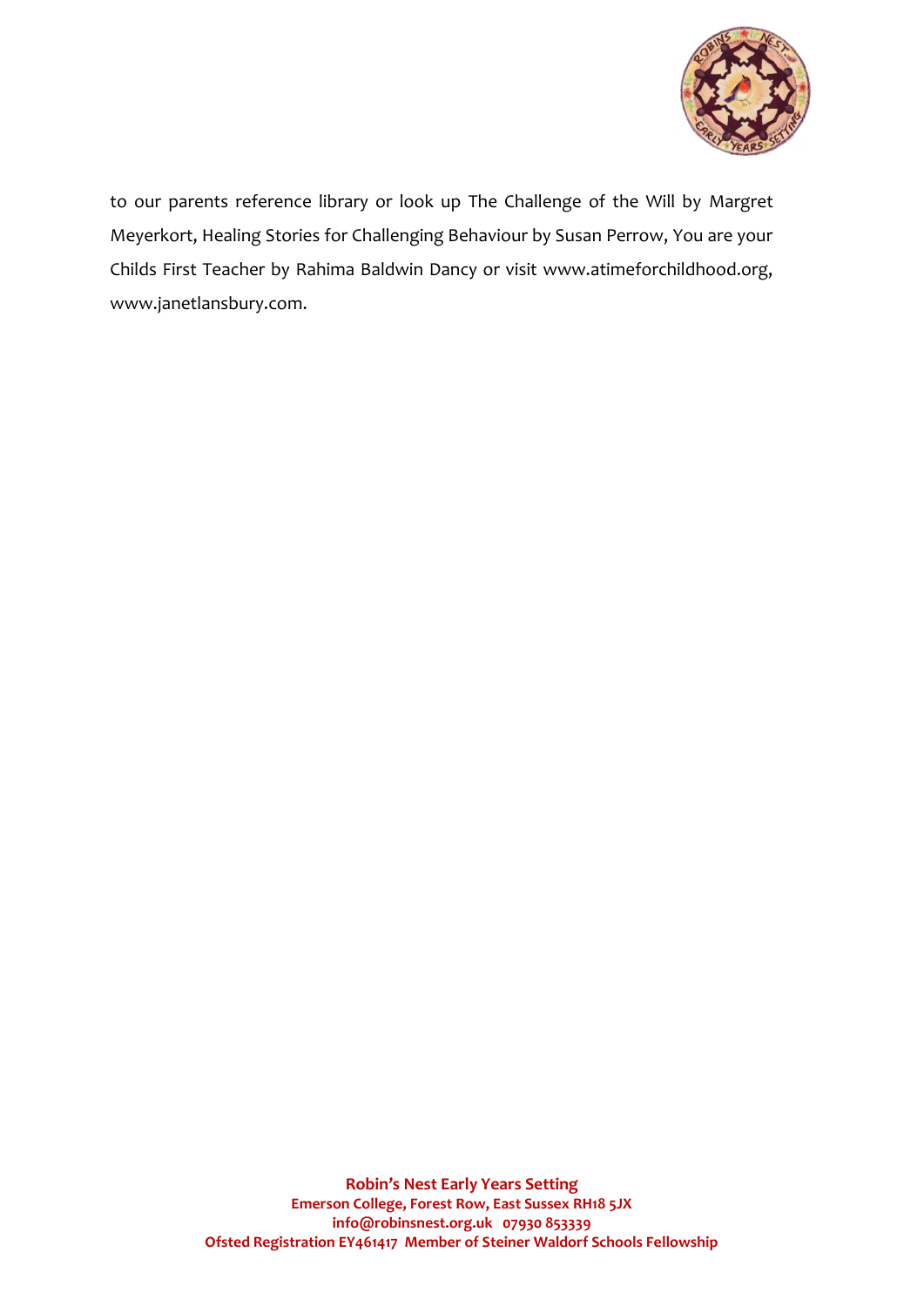to our parents reference library or look up The Challenge of the Will by Margret Meyerkort, Healing Stories for Challenging Behaviour by Susan Perrow, You are your Childs First Teacher by Rahima Baldwin Dancy or visit www.atimeforchildhood.org, www.janetlansbury.com.

**Robin's Nest Early Years Setting**
**Emerson College, Forest Row, East Sussex RH18 5JX**
**info@robinsnest.org.uk 07930 853339**
**Ofsted Registration EY461417 Member of Steiner Waldorf Schools Fellowship**